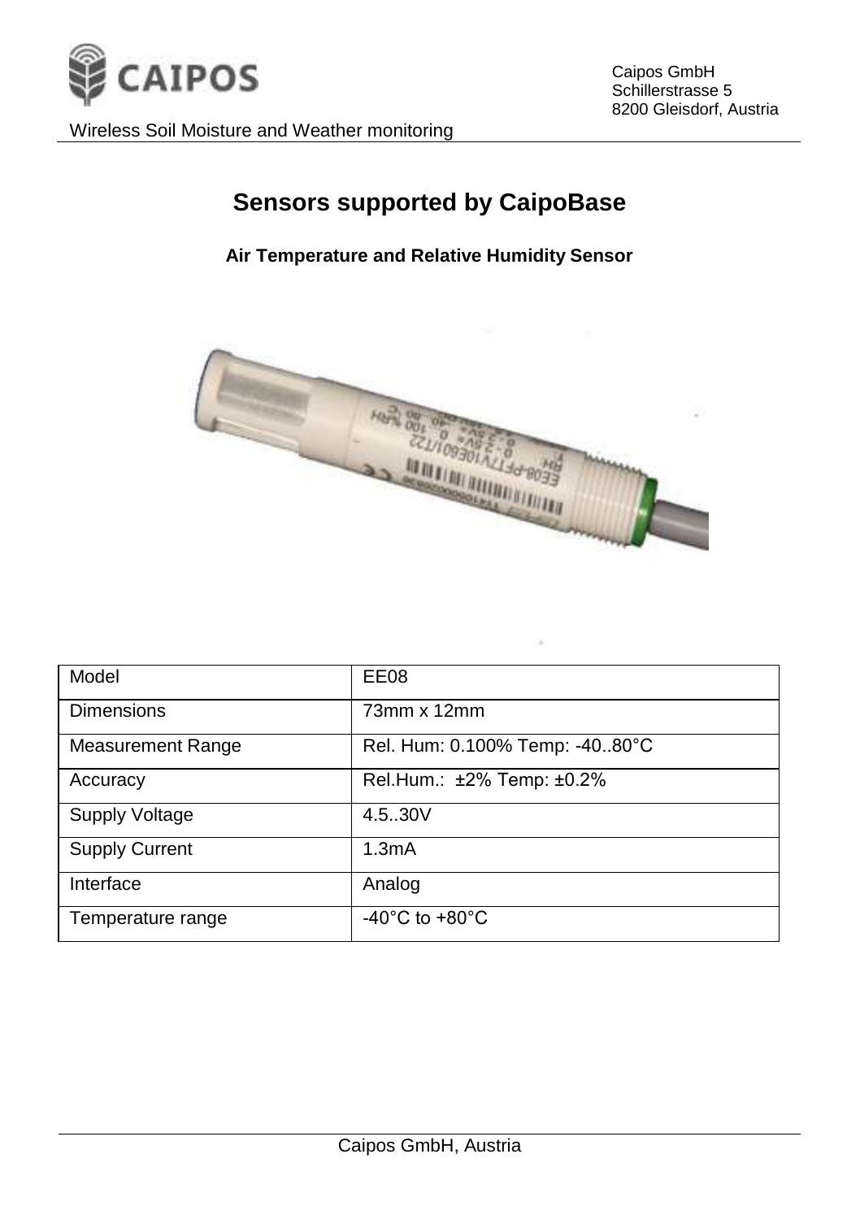# Sensors supported by CaipoBase

## Air Temperature and Relative Humidity Sensor

| Model | EE08 |
| --- | --- |
| Dimensions | 73mm x 12mm |
| Measurement Range | Rel. Hum: 0.100% Temp: -40..80°C |
| Accuracy | Rel.Hum.: ±2% Temp: ±0.2% |
| Supply Voltage | 4.5..30V |
| Supply Current | 1.3mA |
| Interface | Analog |
| Temperature range | -40°C to +80°C |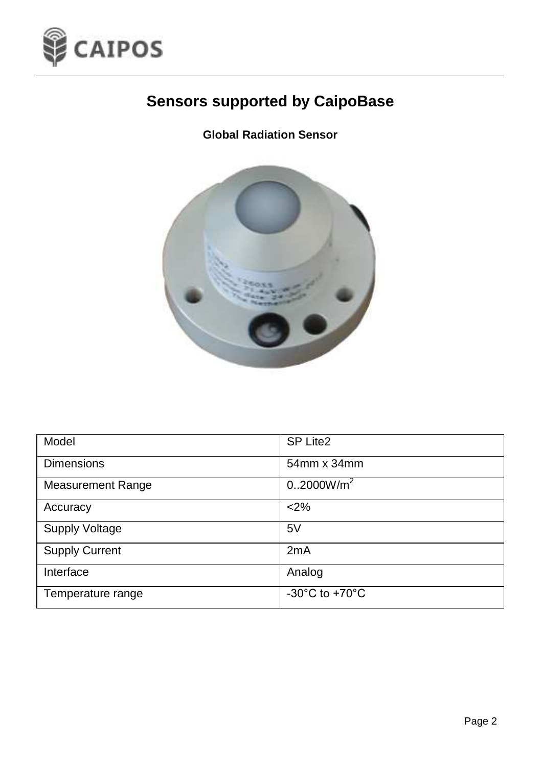# Sensors supported by CaipoBase

### Global Radiation Sensor

| Model | SP Lite2 |
|---|---|
| Dimensions | 54mm x 34mm |
| Measurement Range | 0..2000W/$m^2$ |
| Accuracy | <2% |
| Supply Voltage | 5V |
| Supply Current | 2mA |
| Interface | Analog |
| Temperature range | -30°C to +70°C |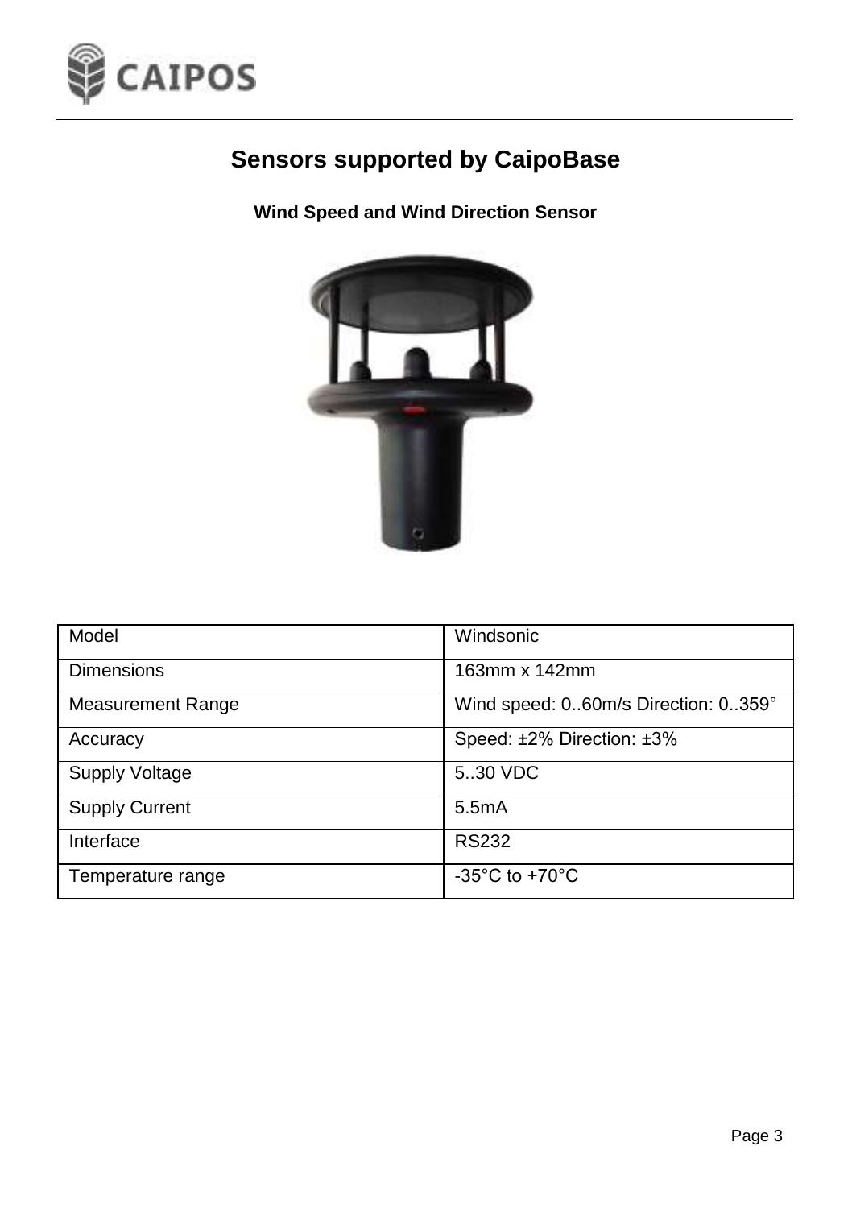# Sensors supported by CaipoBase

### Wind Speed and Wind Direction Sensor

| Model | Windsonic |
|---|---|
| Dimensions | 163mm x 142mm |
| Measurement Range | Wind speed: 0..60m/s Direction: 0..359° |
| Accuracy | Speed: ±2% Direction: ±3% |
| Supply Voltage | 5..30 VDC |
| Supply Current | 5.5mA |
| Interface | RS232 |
| Temperature range | -35°C to +70°C |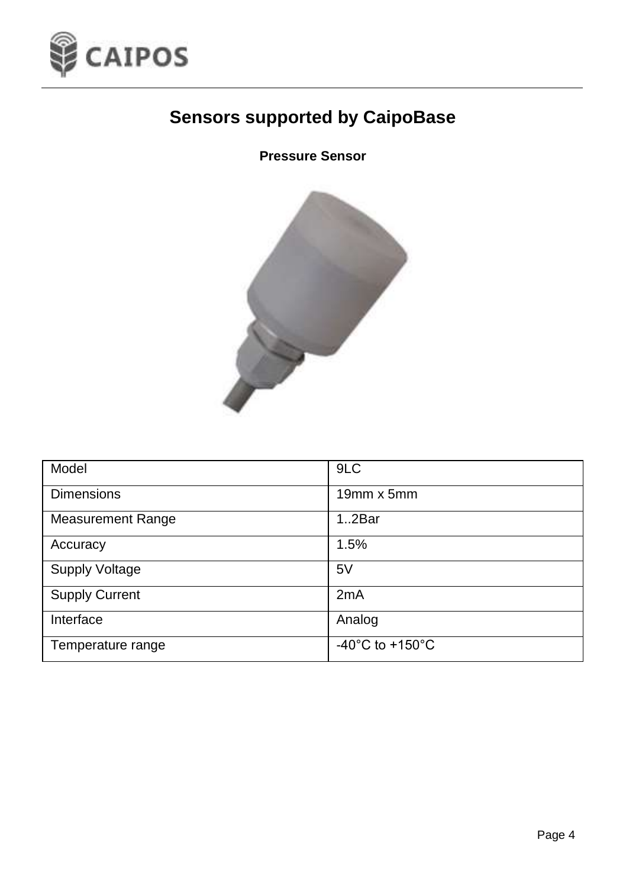# Sensors supported by CaipoBase

### Pressure Sensor

| Model | 9LC |
|---|---|
| Dimensions | 19mm x 5mm |
| Measurement Range | 1..2Bar |
| Accuracy | 1.5% |
| Supply Voltage | 5V |
| Supply Current | 2mA |
| Interface | Analog |
| Temperature range | -40°C to +150°C |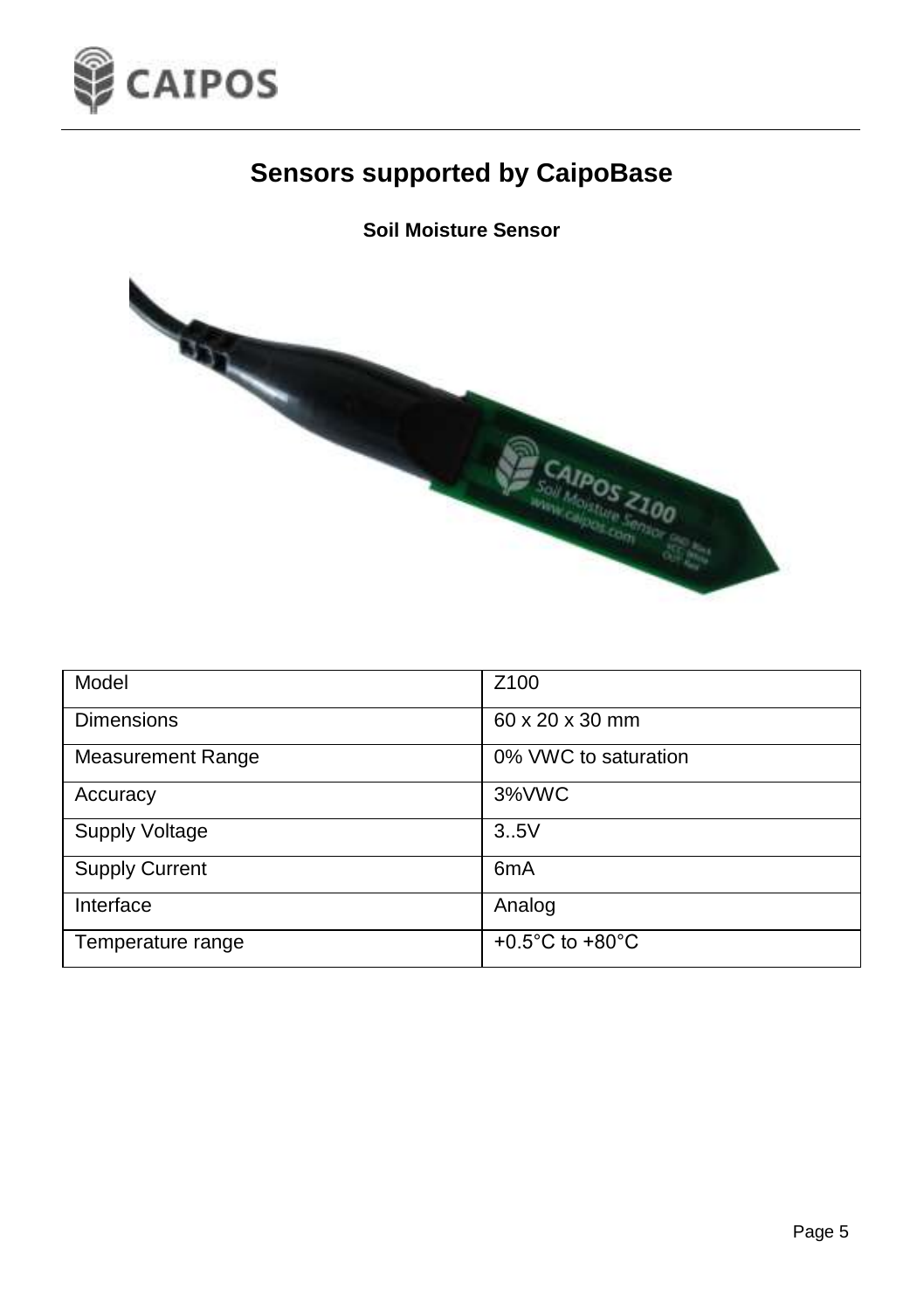# Sensors supported by CaipoBase

## Soil Moisture Sensor

| Model | Z100 |
|---|---|
| Dimensions | 60 x 20 x 30 mm |
| Measurement Range | 0% VWC to saturation |
| Accuracy | 3%VWC |
| Supply Voltage | 3..5V |
| Supply Current | 6mA |
| Interface | Analog |
| Temperature range | +0.5°C to +80°C |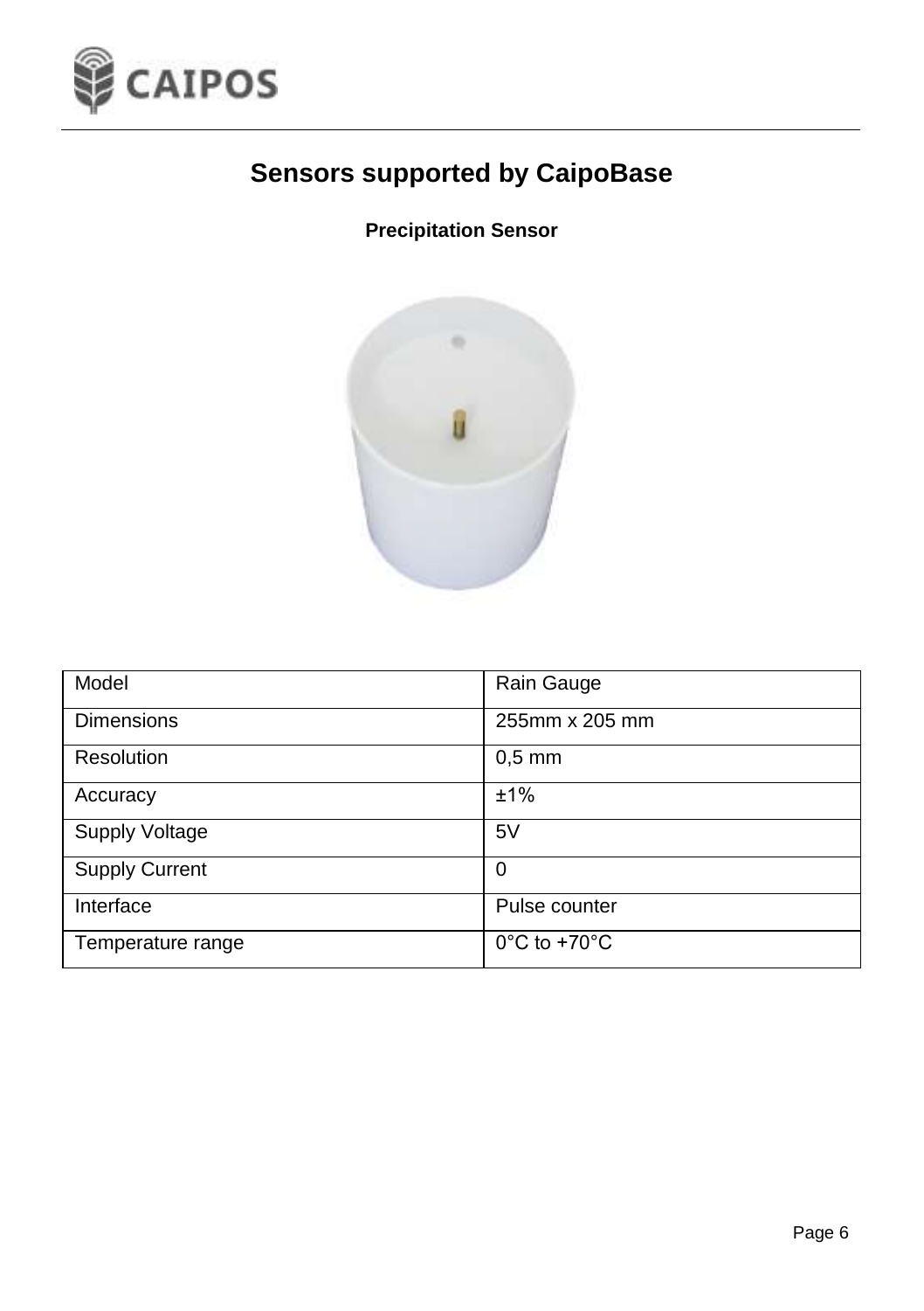# Sensors supported by CaipoBase

### Precipitation Sensor

| Model | Rain Gauge |
|---|---|
| Dimensions | 255mm x 205 mm |
| Resolution | 0,5 mm |
| Accuracy | ±1% |
| Supply Voltage | 5V |
| Supply Current | 0 |
| Interface | Pulse counter |
| Temperature range | 0°C to +70°C |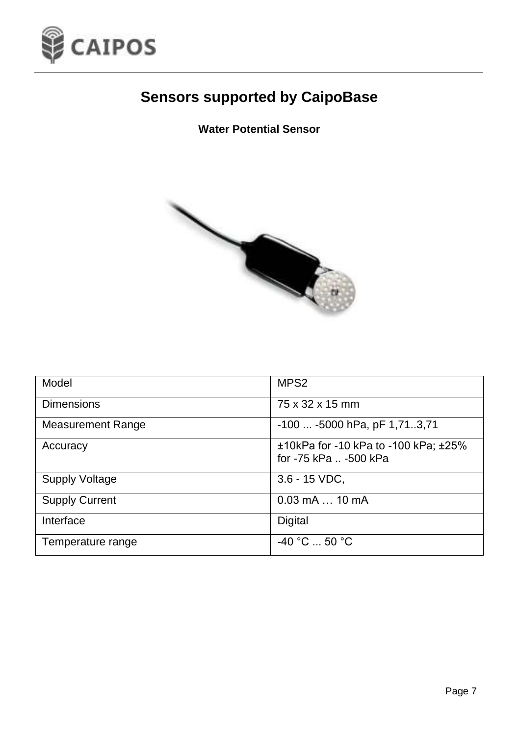# Sensors supported by CaipoBase

## Water Potential Sensor

| Model | MPS2 |
|---|---|
| Dimensions | 75 x 32 x 15 mm |
| Measurement Range | -100 ... -5000 hPa, pF 1,71..3,71 |
| Accuracy | ±10kPa for -10 kPa to -100 kPa; ±25% for -75 kPa .. -500 kPa |
| Supply Voltage | 3.6 - 15 VDC, |
| Supply Current | 0.03 mA … 10 mA |
| Interface | Digital |
| Temperature range | -40 °C ... 50 °C |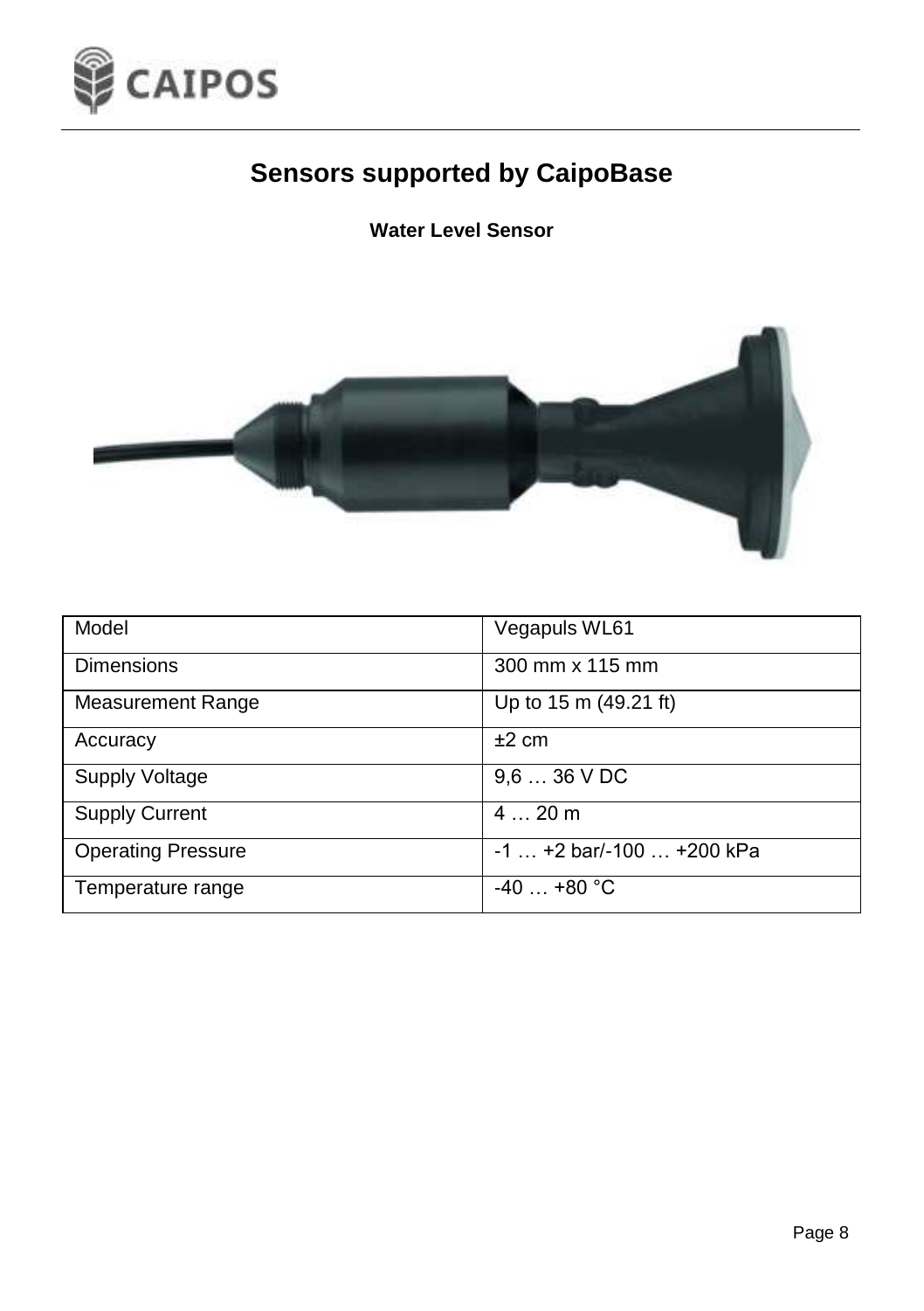# Sensors supported by CaipoBase

### Water Level Sensor

| Model | Vegapuls WL61 |
|---|---|
| Dimensions | 300 mm x 115 mm |
| Measurement Range | Up to 15 m (49.21 ft) |
| Accuracy | ±2 cm |
| Supply Voltage | 9,6 … 36 V DC |
| Supply Current | 4 … 20 m |
| Operating Pressure | -1 … +2 bar/-100 … +200 kPa |
| Temperature range | -40 … +80 °C |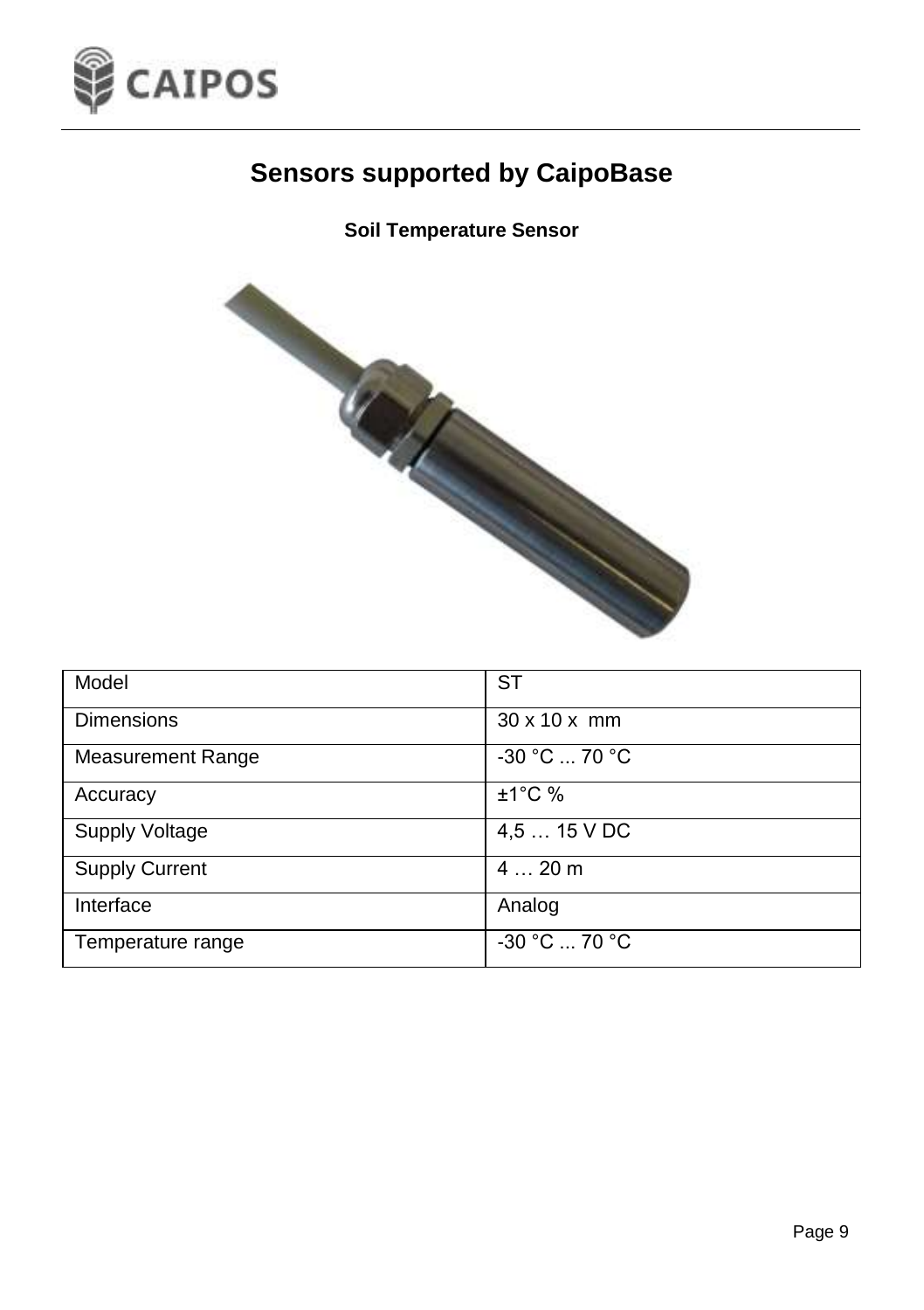# Sensors supported by CaipoBase

### Soil Temperature Sensor

| | |
|---|---|
| Model | ST |
| Dimensions | 30 x 10 x  mm |
| Measurement Range | -30 °C ... 70 °C |
| Accuracy | ±1°C % |
| Supply Voltage | 4,5 … 15 V DC |
| Supply Current | 4 … 20 m |
| Interface | Analog |
| Temperature range | -30 °C ... 70 °C |